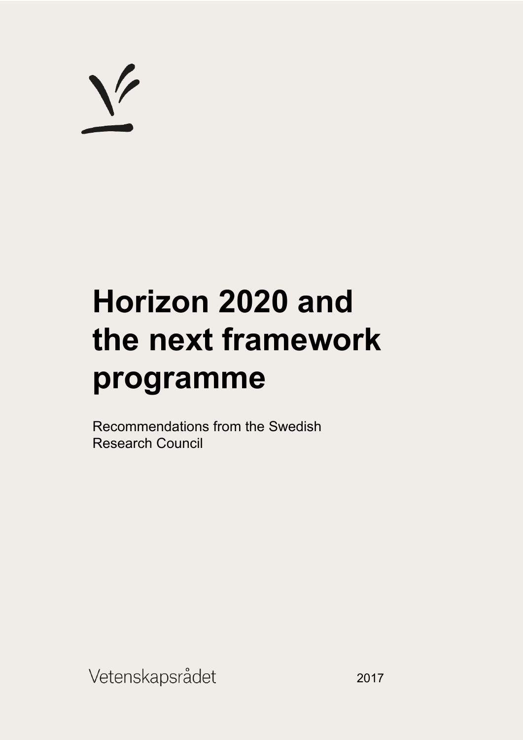# Horizon 2020 and the next framework programme

Recommendations from the Swedish Research Council

Vetenskapsrådet

2017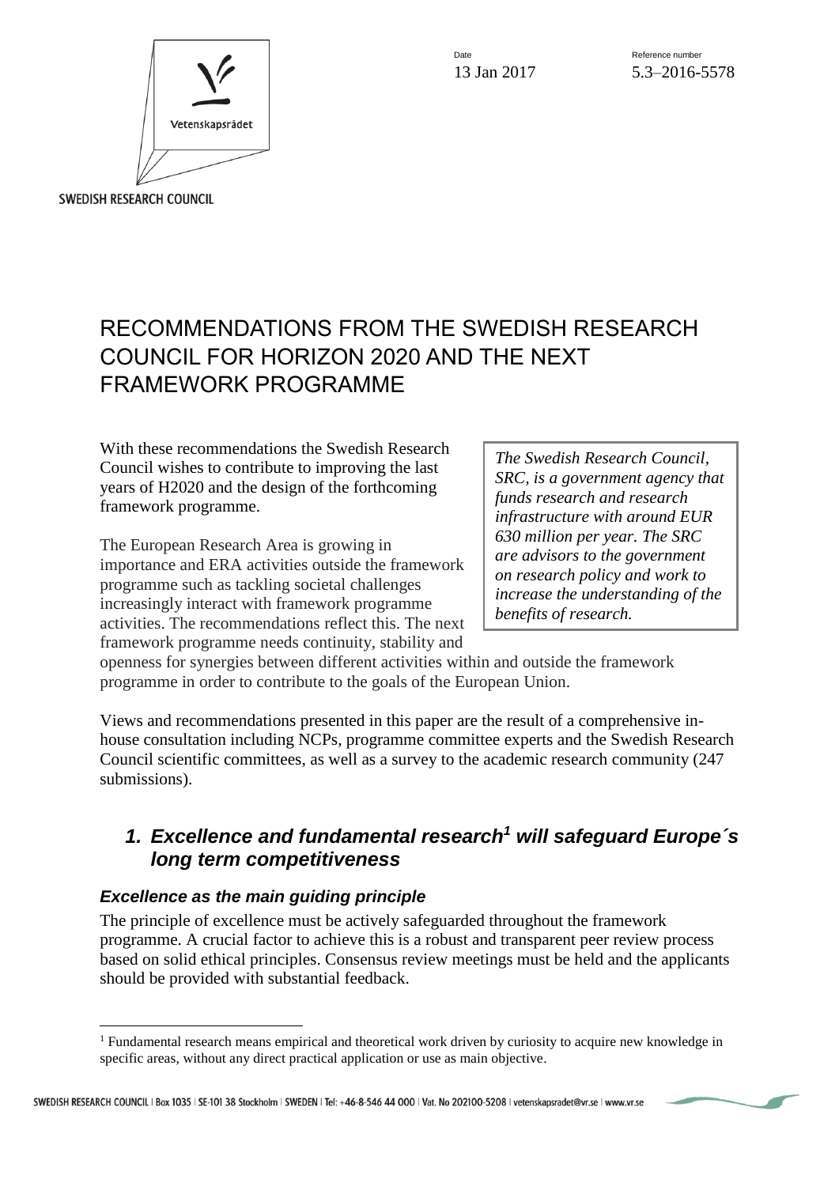Date
13 Jan 2017

Reference number
5.3–2016-5578

SWEDISH RESEARCH COUNCIL

# RECOMMENDATIONS FROM THE SWEDISH RESEARCH COUNCIL FOR HORIZON 2020 AND THE NEXT FRAMEWORK PROGRAMME

*The Swedish Research Council, SRC, is a government agency that funds research and research infrastructure with around EUR 630 million per year. The SRC are advisors to the government on research policy and work to increase the understanding of the benefits of research.*

With these recommendations the Swedish Research Council wishes to contribute to improving the last years of H2020 and the design of the forthcoming framework programme.

The European Research Area is growing in importance and ERA activities outside the framework programme such as tackling societal challenges increasingly interact with framework programme activities. The recommendations reflect this. The next framework programme needs continuity, stability and openness for synergies between different activities within and outside the framework programme in order to contribute to the goals of the European Union.

Views and recommendations presented in this paper are the result of a comprehensive in-house consultation including NCPs, programme committee experts and the Swedish Research Council scientific committees, as well as a survey to the academic research community (247 submissions).

## *1. Excellence and fundamental research[1] will safeguard Europe´s long term competitiveness*

### *Excellence as the main guiding principle*

The principle of excellence must be actively safeguarded throughout the framework programme. A crucial factor to achieve this is a robust and transparent peer review process based on solid ethical principles. Consensus review meetings must be held and the applicants should be provided with substantial feedback.

[1] Fundamental research means empirical and theoretical work driven by curiosity to acquire new knowledge in specific areas, without any direct practical application or use as main objective.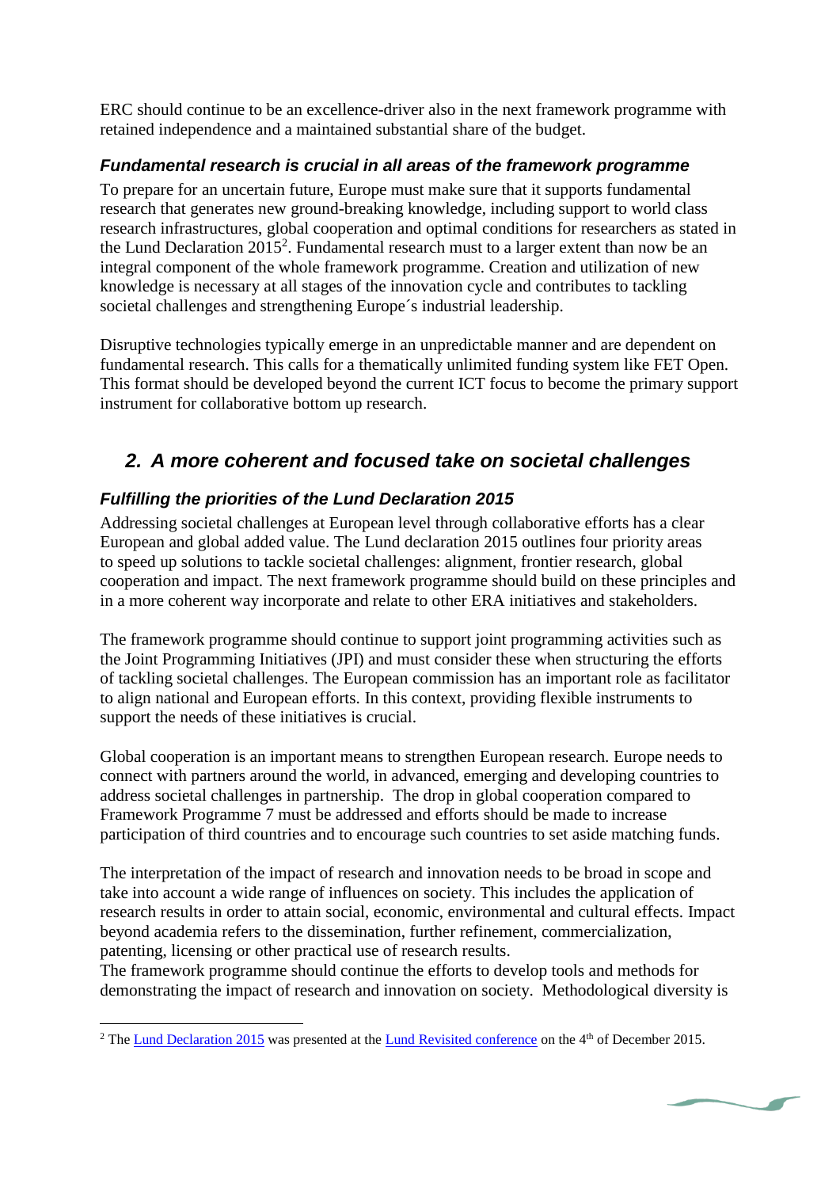ERC should continue to be an excellence-driver also in the next framework programme with retained independence and a maintained substantial share of the budget.

### ***Fundamental research is crucial in all areas of the framework programme***

To prepare for an uncertain future, Europe must make sure that it supports fundamental research that generates new ground-breaking knowledge, including support to world class research infrastructures, global cooperation and optimal conditions for researchers as stated in the Lund Declaration 2015[2]. Fundamental research must to a larger extent than now be an integral component of the whole framework programme. Creation and utilization of new knowledge is necessary at all stages of the innovation cycle and contributes to tackling societal challenges and strengthening Europe´s industrial leadership.

Disruptive technologies typically emerge in an unpredictable manner and are dependent on fundamental research. This calls for a thematically unlimited funding system like FET Open. This format should be developed beyond the current ICT focus to become the primary support instrument for collaborative bottom up research.

## ***2. A more coherent and focused take on societal challenges***

### ***Fulfilling the priorities of the Lund Declaration 2015***

Addressing societal challenges at European level through collaborative efforts has a clear European and global added value. The Lund declaration 2015 outlines four priority areas to speed up solutions to tackle societal challenges: alignment, frontier research, global cooperation and impact. The next framework programme should build on these principles and in a more coherent way incorporate and relate to other ERA initiatives and stakeholders.

The framework programme should continue to support joint programming activities such as the Joint Programming Initiatives (JPI) and must consider these when structuring the efforts of tackling societal challenges. The European commission has an important role as facilitator to align national and European efforts. In this context, providing flexible instruments to support the needs of these initiatives is crucial.

Global cooperation is an important means to strengthen European research. Europe needs to connect with partners around the world, in advanced, emerging and developing countries to address societal challenges in partnership. The drop in global cooperation compared to Framework Programme 7 must be addressed and efforts should be made to increase participation of third countries and to encourage such countries to set aside matching funds.

The interpretation of the impact of research and innovation needs to be broad in scope and take into account a wide range of influences on society. This includes the application of research results in order to attain social, economic, environmental and cultural effects. Impact beyond academia refers to the dissemination, further refinement, commercialization, patenting, licensing or other practical use of research results.
The framework programme should continue the efforts to develop tools and methods for demonstrating the impact of research and innovation on society. Methodological diversity is

---

[2] The Lund Declaration 2015 was presented at the Lund Revisited conference on the 4th of December 2015.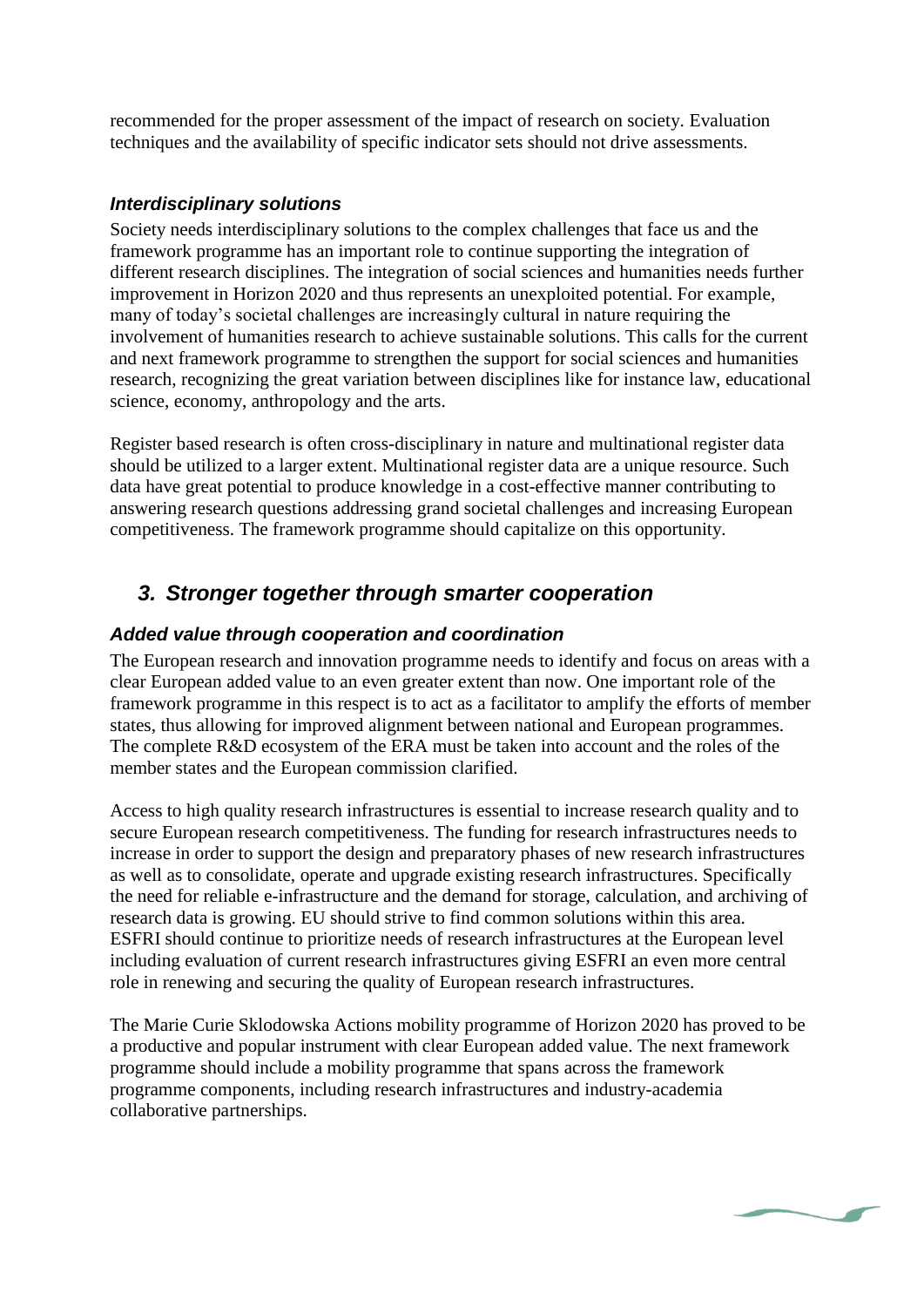recommended for the proper assessment of the impact of research on society. Evaluation techniques and the availability of specific indicator sets should not drive assessments.

### *Interdisciplinary solutions*

Society needs interdisciplinary solutions to the complex challenges that face us and the framework programme has an important role to continue supporting the integration of different research disciplines. The integration of social sciences and humanities needs further improvement in Horizon 2020 and thus represents an unexploited potential. For example, many of today's societal challenges are increasingly cultural in nature requiring the involvement of humanities research to achieve sustainable solutions. This calls for the current and next framework programme to strengthen the support for social sciences and humanities research, recognizing the great variation between disciplines like for instance law, educational science, economy, anthropology and the arts.

Register based research is often cross-disciplinary in nature and multinational register data should be utilized to a larger extent. Multinational register data are a unique resource. Such data have great potential to produce knowledge in a cost-effective manner contributing to answering research questions addressing grand societal challenges and increasing European competitiveness. The framework programme should capitalize on this opportunity.

## *3. Stronger together through smarter cooperation*

### *Added value through cooperation and coordination*

The European research and innovation programme needs to identify and focus on areas with a clear European added value to an even greater extent than now. One important role of the framework programme in this respect is to act as a facilitator to amplify the efforts of member states, thus allowing for improved alignment between national and European programmes. The complete R&D ecosystem of the ERA must be taken into account and the roles of the member states and the European commission clarified.

Access to high quality research infrastructures is essential to increase research quality and to secure European research competitiveness. The funding for research infrastructures needs to increase in order to support the design and preparatory phases of new research infrastructures as well as to consolidate, operate and upgrade existing research infrastructures. Specifically the need for reliable e-infrastructure and the demand for storage, calculation, and archiving of research data is growing. EU should strive to find common solutions within this area. ESFRI should continue to prioritize needs of research infrastructures at the European level including evaluation of current research infrastructures giving ESFRI an even more central role in renewing and securing the quality of European research infrastructures.

The Marie Curie Sklodowska Actions mobility programme of Horizon 2020 has proved to be a productive and popular instrument with clear European added value. The next framework programme should include a mobility programme that spans across the framework programme components, including research infrastructures and industry-academia collaborative partnerships.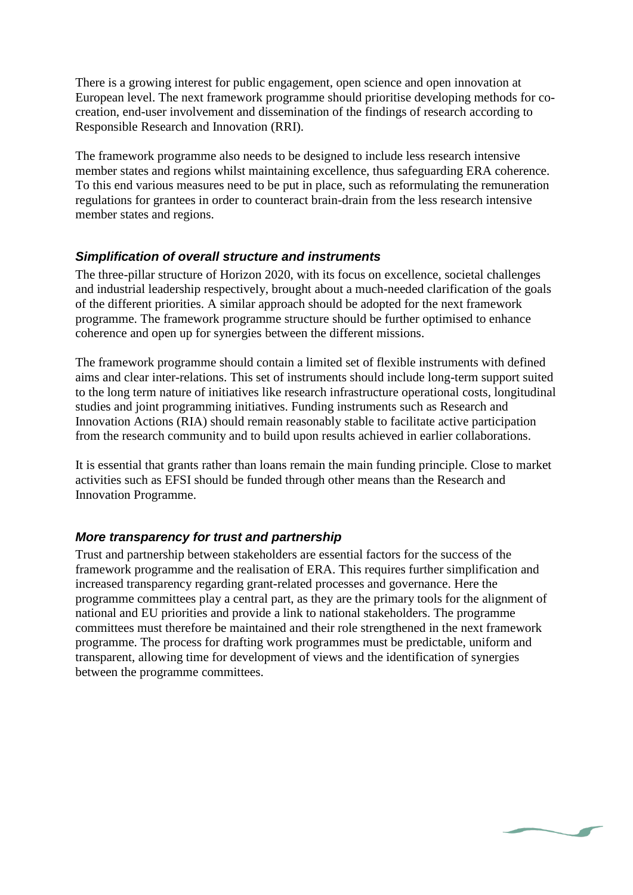There is a growing interest for public engagement, open science and open innovation at European level. The next framework programme should prioritise developing methods for co-creation, end-user involvement and dissemination of the findings of research according to Responsible Research and Innovation (RRI).

The framework programme also needs to be designed to include less research intensive member states and regions whilst maintaining excellence, thus safeguarding ERA coherence. To this end various measures need to be put in place, such as reformulating the remuneration regulations for grantees in order to counteract brain-drain from the less research intensive member states and regions.

### *Simplification of overall structure and instruments*

The three-pillar structure of Horizon 2020, with its focus on excellence, societal challenges and industrial leadership respectively, brought about a much-needed clarification of the goals of the different priorities. A similar approach should be adopted for the next framework programme. The framework programme structure should be further optimised to enhance coherence and open up for synergies between the different missions.

The framework programme should contain a limited set of flexible instruments with defined aims and clear inter-relations. This set of instruments should include long-term support suited to the long term nature of initiatives like research infrastructure operational costs, longitudinal studies and joint programming initiatives. Funding instruments such as Research and Innovation Actions (RIA) should remain reasonably stable to facilitate active participation from the research community and to build upon results achieved in earlier collaborations.

It is essential that grants rather than loans remain the main funding principle. Close to market activities such as EFSI should be funded through other means than the Research and Innovation Programme.

### *More transparency for trust and partnership*

Trust and partnership between stakeholders are essential factors for the success of the framework programme and the realisation of ERA. This requires further simplification and increased transparency regarding grant-related processes and governance. Here the programme committees play a central part, as they are the primary tools for the alignment of national and EU priorities and provide a link to national stakeholders. The programme committees must therefore be maintained and their role strengthened in the next framework programme. The process for drafting work programmes must be predictable, uniform and transparent, allowing time for development of views and the identification of synergies between the programme committees.